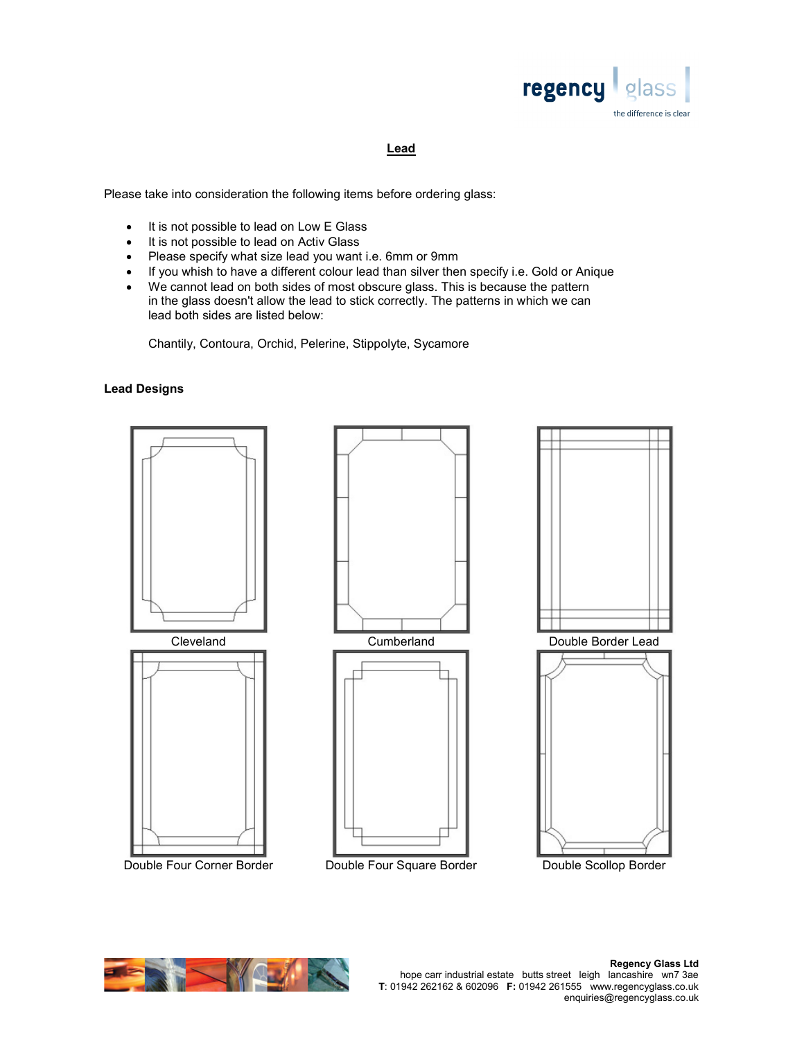# Lead

Please take into consideration the following items before ordering glass:

- It is not possible to lead on Low E Glass
- It is not possible to lead on Activ Glass
- Please specify what size lead you want i.e. 6mm or 9mm
- If you whish to have a different colour lead than silver then specify i.e. Gold or Anique
- We cannot lead on both sides of most obscure glass. This is because the pattern in the glass doesn't allow the lead to stick correctly. The patterns in which we can lead both sides are listed below:

  Chantily, Contoura, Orchid, Pelerine, Stippolyte, Sycamore

**Lead Designs**

Cleveland

Cumberland

Double Border Lead

Double Four Corner Border

Double Four Square Border

Double Scollop Border

**Regency Glass Ltd**
hope carr industrial estate butts street leigh lancashire wn7 3ae
**T**: 01942 262162 & 602096 **F:** 01942 261555 www.regencyglass.co.uk
enquiries@regencyglass.co.uk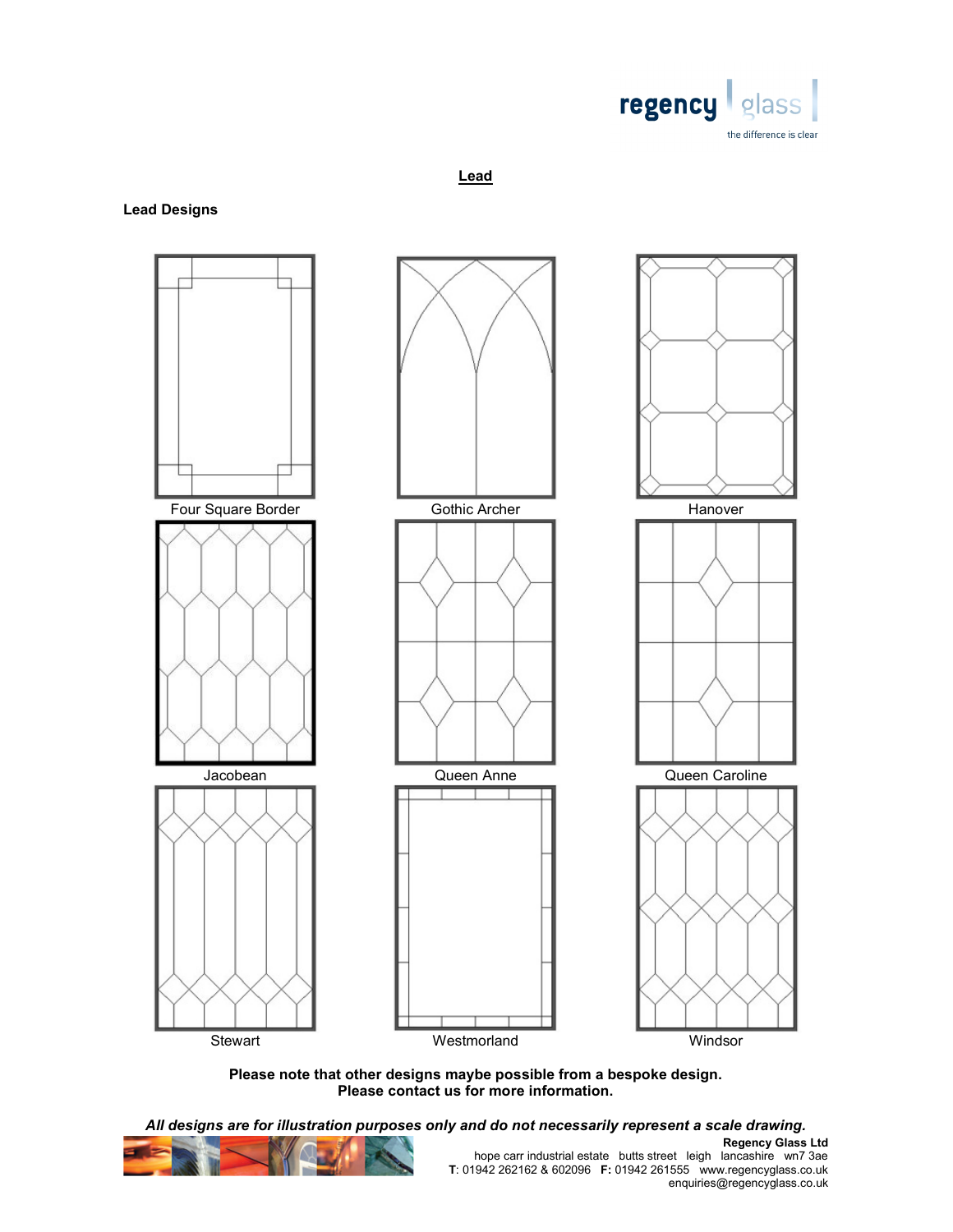## Lead

**Lead Designs**

Four Square Border

Gothic Archer

Hanover

Jacobean

Queen Anne

Queen Caroline

Stewart

Westmorland

Windsor

**Please note that other designs maybe possible from a bespoke design.**
**Please contact us for more information.**

***All designs are for illustration purposes only and do not necessarily represent a scale drawing.***

**Regency Glass Ltd**
hope carr industrial estate butts street leigh lancashire wn7 3ae
**T**: 01942 262162 & 602096 **F:** 01942 261555 www.regencyglass.co.uk
enquiries@regencyglass.co.uk